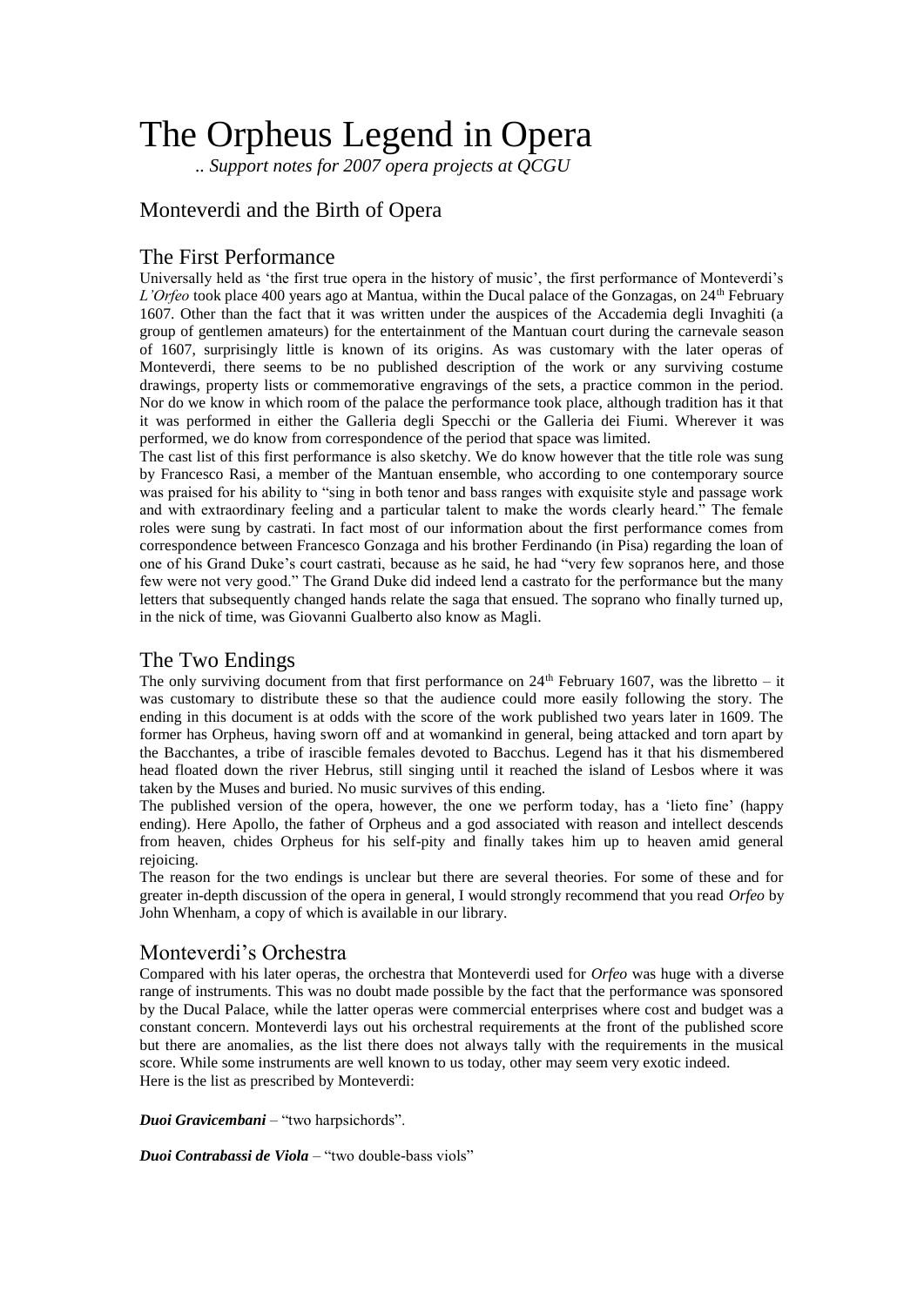# The Orpheus Legend in Opera

*.. Support notes for 2007 opera projects at QCGU*

## Monteverdi and the Birth of Opera

## The First Performance

Universally held as 'the first true opera in the history of music', the first performance of Monteverdi's *L'Orfeo* took place 400 years ago at Mantua, within the Ducal palace of the Gonzagas, on 24th February 1607. Other than the fact that it was written under the auspices of the Accademia degli Invaghiti (a group of gentlemen amateurs) for the entertainment of the Mantuan court during the carnevale season of 1607, surprisingly little is known of its origins. As was customary with the later operas of Monteverdi, there seems to be no published description of the work or any surviving costume drawings, property lists or commemorative engravings of the sets, a practice common in the period. Nor do we know in which room of the palace the performance took place, although tradition has it that it was performed in either the Galleria degli Specchi or the Galleria dei Fiumi. Wherever it was performed, we do know from correspondence of the period that space was limited.

The cast list of this first performance is also sketchy. We do know however that the title role was sung by Francesco Rasi, a member of the Mantuan ensemble, who according to one contemporary source was praised for his ability to "sing in both tenor and bass ranges with exquisite style and passage work and with extraordinary feeling and a particular talent to make the words clearly heard." The female roles were sung by castrati. In fact most of our information about the first performance comes from correspondence between Francesco Gonzaga and his brother Ferdinando (in Pisa) regarding the loan of one of his Grand Duke's court castrati, because as he said, he had "very few sopranos here, and those few were not very good." The Grand Duke did indeed lend a castrato for the performance but the many letters that subsequently changed hands relate the saga that ensued. The soprano who finally turned up, in the nick of time, was Giovanni Gualberto also know as Magli.

## The Two Endings

The only surviving document from that first performance on 24th February 1607, was the libretto – it was customary to distribute these so that the audience could more easily following the story. The ending in this document is at odds with the score of the work published two years later in 1609. The former has Orpheus, having sworn off and at womankind in general, being attacked and torn apart by the Bacchantes, a tribe of irascible females devoted to Bacchus. Legend has it that his dismembered head floated down the river Hebrus, still singing until it reached the island of Lesbos where it was taken by the Muses and buried. No music survives of this ending.

The published version of the opera, however, the one we perform today, has a 'lieto fine' (happy ending). Here Apollo, the father of Orpheus and a god associated with reason and intellect descends from heaven, chides Orpheus for his self-pity and finally takes him up to heaven amid general rejoicing.

The reason for the two endings is unclear but there are several theories. For some of these and for greater in-depth discussion of the opera in general, I would strongly recommend that you read *Orfeo* by John Whenham, a copy of which is available in our library.

## Monteverdi's Orchestra

Compared with his later operas, the orchestra that Monteverdi used for *Orfeo* was huge with a diverse range of instruments. This was no doubt made possible by the fact that the performance was sponsored by the Ducal Palace, while the latter operas were commercial enterprises where cost and budget was a constant concern. Monteverdi lays out his orchestral requirements at the front of the published score but there are anomalies, as the list there does not always tally with the requirements in the musical score. While some instruments are well known to us today, other may seem very exotic indeed.

Here is the list as prescribed by Monteverdi:

***Duoi Gravicembani*** – "two harpsichords".

***Duoi Contrabassi de Viola*** – "two double-bass viols"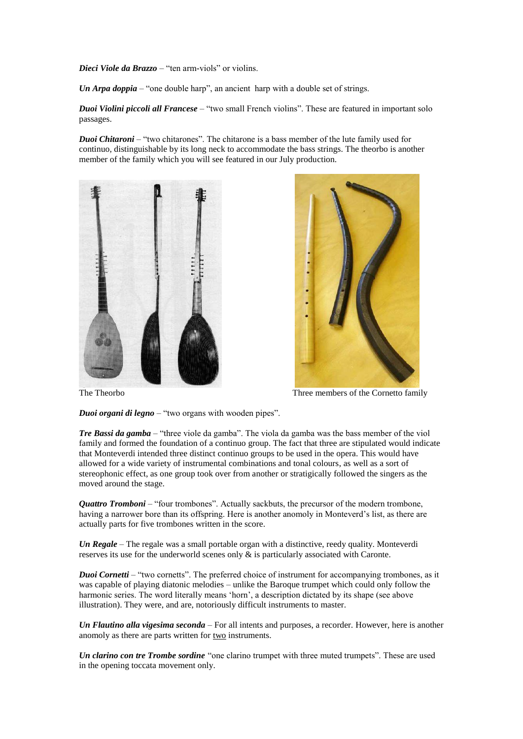***Dieci Viole da Brazzo*** – "ten arm-viols" or violins.

***Un Arpa doppia*** – "one double harp", an ancient  harp with a double set of strings.

***Duoi Violini piccoli all Francese*** – "two small French violins". These are featured in important solo passages.

***Duoi Chitaroni*** – "two chitarones". The chitarone is a bass member of the lute family used for continuo, distinguishable by its long neck to accommodate the bass strings. The theorbo is another member of the family which you will see featured in our July production.

The Theorbo

Three members of the Cornetto family

***Duoi organi di legno*** – "two organs with wooden pipes".

***Tre Bassi da gamba*** – "three viole da gamba". The viola da gamba was the bass member of the viol family and formed the foundation of a continuo group. The fact that three are stipulated would indicate that Monteverdi intended three distinct continuo groups to be used in the opera. This would have allowed for a wide variety of instrumental combinations and tonal colours, as well as a sort of stereophonic effect, as one group took over from another or stratigically followed the singers as the moved around the stage.

***Quattro Tromboni*** – "four trombones". Actually sackbuts, the precursor of the modern trombone, having a narrower bore than its offspring. Here is another anomoly in Monteverd's list, as there are actually parts for five trombones written in the score.

***Un Regale*** – The regale was a small portable organ with a distinctive, reedy quality. Monteverdi reserves its use for the underworld scenes only & is particularly associated with Caronte.

***Duoi Cornetti*** – "two cornetts". The preferred choice of instrument for accompanying trombones, as it was capable of playing diatonic melodies – unlike the Baroque trumpet which could only follow the harmonic series. The word literally means 'horn', a description dictated by its shape (see above illustration). They were, and are, notoriously difficult instruments to master.

***Un Flautino alla vigesima seconda*** – For all intents and purposes, a recorder. However, here is another anomoly as there are parts written for <u>two</u> instruments.

***Un clarino con tre Trombe sordine*** "one clarino trumpet with three muted trumpets". These are used in the opening toccata movement only.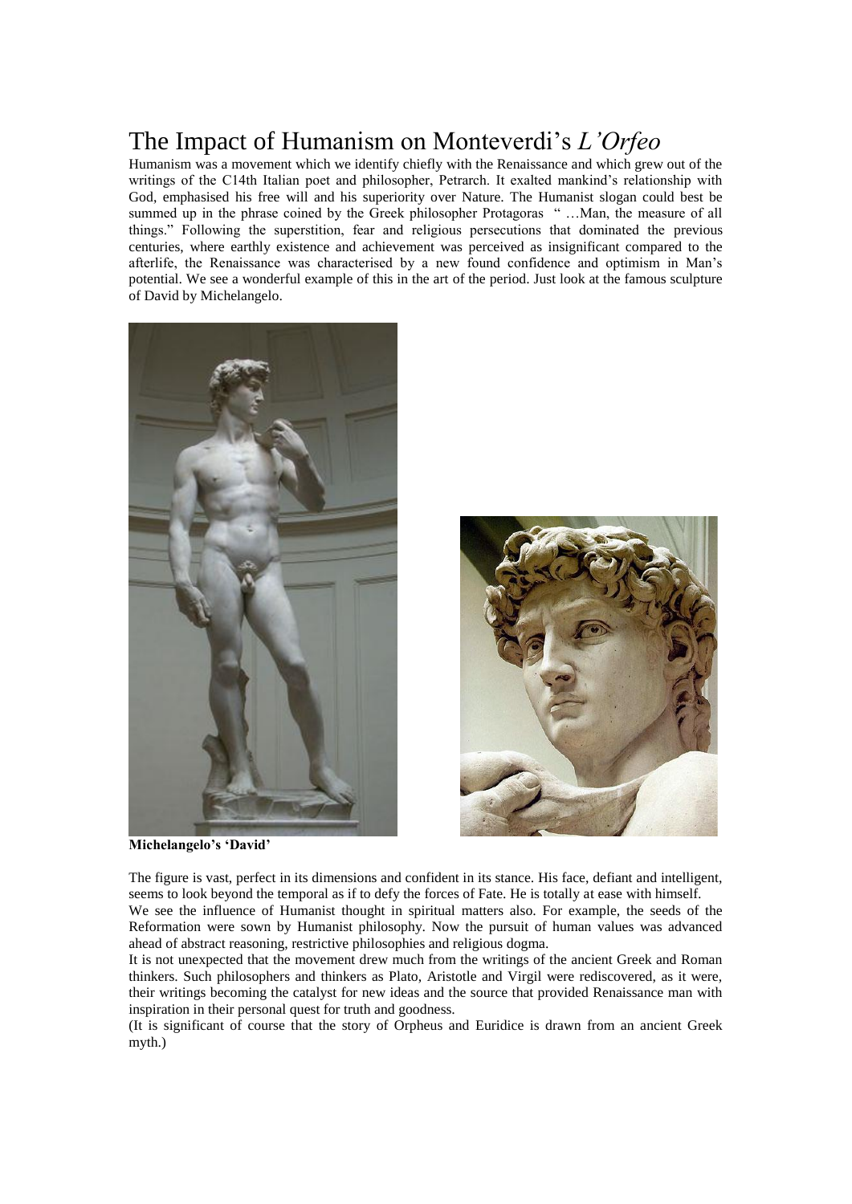# The Impact of Humanism on Monteverdi's *L'Orfeo*

Humanism was a movement which we identify chiefly with the Renaissance and which grew out of the writings of the C14th Italian poet and philosopher, Petrarch. It exalted mankind's relationship with God, emphasised his free will and his superiority over Nature. The Humanist slogan could best be summed up in the phrase coined by the Greek philosopher Protagoras " …Man, the measure of all things." Following the superstition, fear and religious persecutions that dominated the previous centuries, where earthly existence and achievement was perceived as insignificant compared to the afterlife, the Renaissance was characterised by a new found confidence and optimism in Man's potential. We see a wonderful example of this in the art of the period. Just look at the famous sculpture of David by Michelangelo.

**Michelangelo's 'David'**

The figure is vast, perfect in its dimensions and confident in its stance. His face, defiant and intelligent, seems to look beyond the temporal as if to defy the forces of Fate. He is totally at ease with himself.

We see the influence of Humanist thought in spiritual matters also. For example, the seeds of the Reformation were sown by Humanist philosophy. Now the pursuit of human values was advanced ahead of abstract reasoning, restrictive philosophies and religious dogma.

It is not unexpected that the movement drew much from the writings of the ancient Greek and Roman thinkers. Such philosophers and thinkers as Plato, Aristotle and Virgil were rediscovered, as it were, their writings becoming the catalyst for new ideas and the source that provided Renaissance man with inspiration in their personal quest for truth and goodness.

(It is significant of course that the story of Orpheus and Euridice is drawn from an ancient Greek myth.)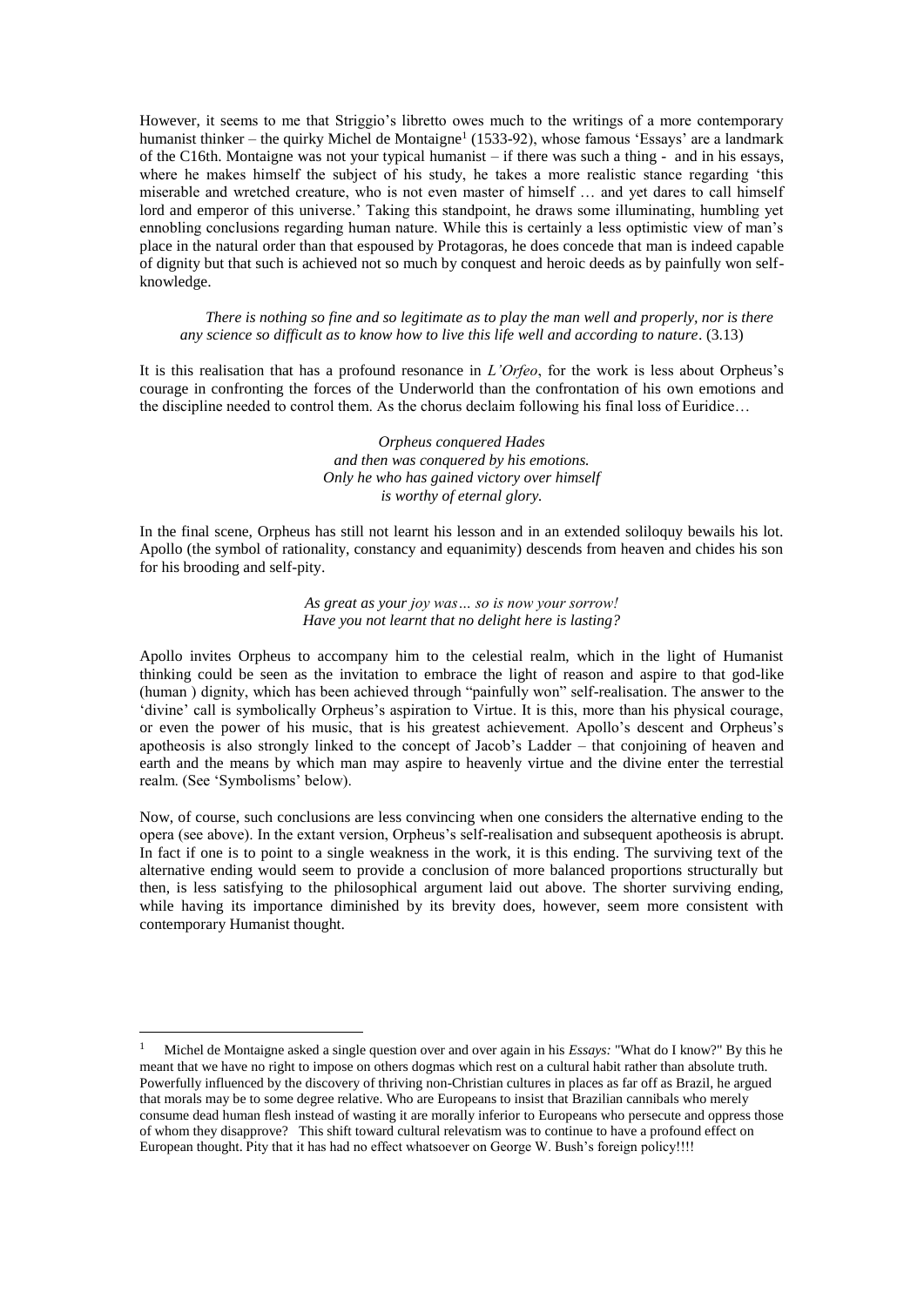However, it seems to me that Striggio's libretto owes much to the writings of a more contemporary humanist thinker – the quirky Michel de Montaigne[1] (1533-92), whose famous 'Essays' are a landmark of the C16th. Montaigne was not your typical humanist – if there was such a thing - and in his essays, where he makes himself the subject of his study, he takes a more realistic stance regarding 'this miserable and wretched creature, who is not even master of himself … and yet dares to call himself lord and emperor of this universe.' Taking this standpoint, he draws some illuminating, humbling yet ennobling conclusions regarding human nature. While this is certainly a less optimistic view of man's place in the natural order than that espoused by Protagoras, he does concede that man is indeed capable of dignity but that such is achieved not so much by conquest and heroic deeds as by painfully won self-knowledge.

> *There is nothing so fine and so legitimate as to play the man well and properly, nor is there any science so difficult as to know how to live this life well and according to nature*. (3.13)

It is this realisation that has a profound resonance in *L'Orfeo*, for the work is less about Orpheus's courage in confronting the forces of the Underworld than the confrontation of his own emotions and the discipline needed to control them. As the chorus declaim following his final loss of Euridice…

> *Orpheus conquered Hades*
> *and then was conquered by his emotions.*
> *Only he who has gained victory over himself*
> *is worthy of eternal glory.*

In the final scene, Orpheus has still not learnt his lesson and in an extended soliloquy bewails his lot. Apollo (the symbol of rationality, constancy and equanimity) descends from heaven and chides his son for his brooding and self-pity.

> *As great as your joy was… so is now your sorrow!*
> *Have you not learnt that no delight here is lasting?*

Apollo invites Orpheus to accompany him to the celestial realm, which in the light of Humanist thinking could be seen as the invitation to embrace the light of reason and aspire to that god-like (human ) dignity, which has been achieved through "painfully won" self-realisation. The answer to the 'divine' call is symbolically Orpheus's aspiration to Virtue. It is this, more than his physical courage, or even the power of his music, that is his greatest achievement. Apollo's descent and Orpheus's apotheosis is also strongly linked to the concept of Jacob's Ladder – that conjoining of heaven and earth and the means by which man may aspire to heavenly virtue and the divine enter the terrestial realm. (See 'Symbolisms' below).

Now, of course, such conclusions are less convincing when one considers the alternative ending to the opera (see above). In the extant version, Orpheus's self-realisation and subsequent apotheosis is abrupt. In fact if one is to point to a single weakness in the work, it is this ending. The surviving text of the alternative ending would seem to provide a conclusion of more balanced proportions structurally but then, is less satisfying to the philosophical argument laid out above. The shorter surviving ending, while having its importance diminished by its brevity does, however, seem more consistent with contemporary Humanist thought.

---

[1] Michel de Montaigne asked a single question over and over again in his *Essays:* "What do I know?" By this he meant that we have no right to impose on others dogmas which rest on a cultural habit rather than absolute truth. Powerfully influenced by the discovery of thriving non-Christian cultures in places as far off as Brazil, he argued that morals may be to some degree relative. Who are Europeans to insist that Brazilian cannibals who merely consume dead human flesh instead of wasting it are morally inferior to Europeans who persecute and oppress those of whom they disapprove? This shift toward cultural relevatism was to continue to have a profound effect on European thought. Pity that it has had no effect whatsoever on George W. Bush's foreign policy!!!!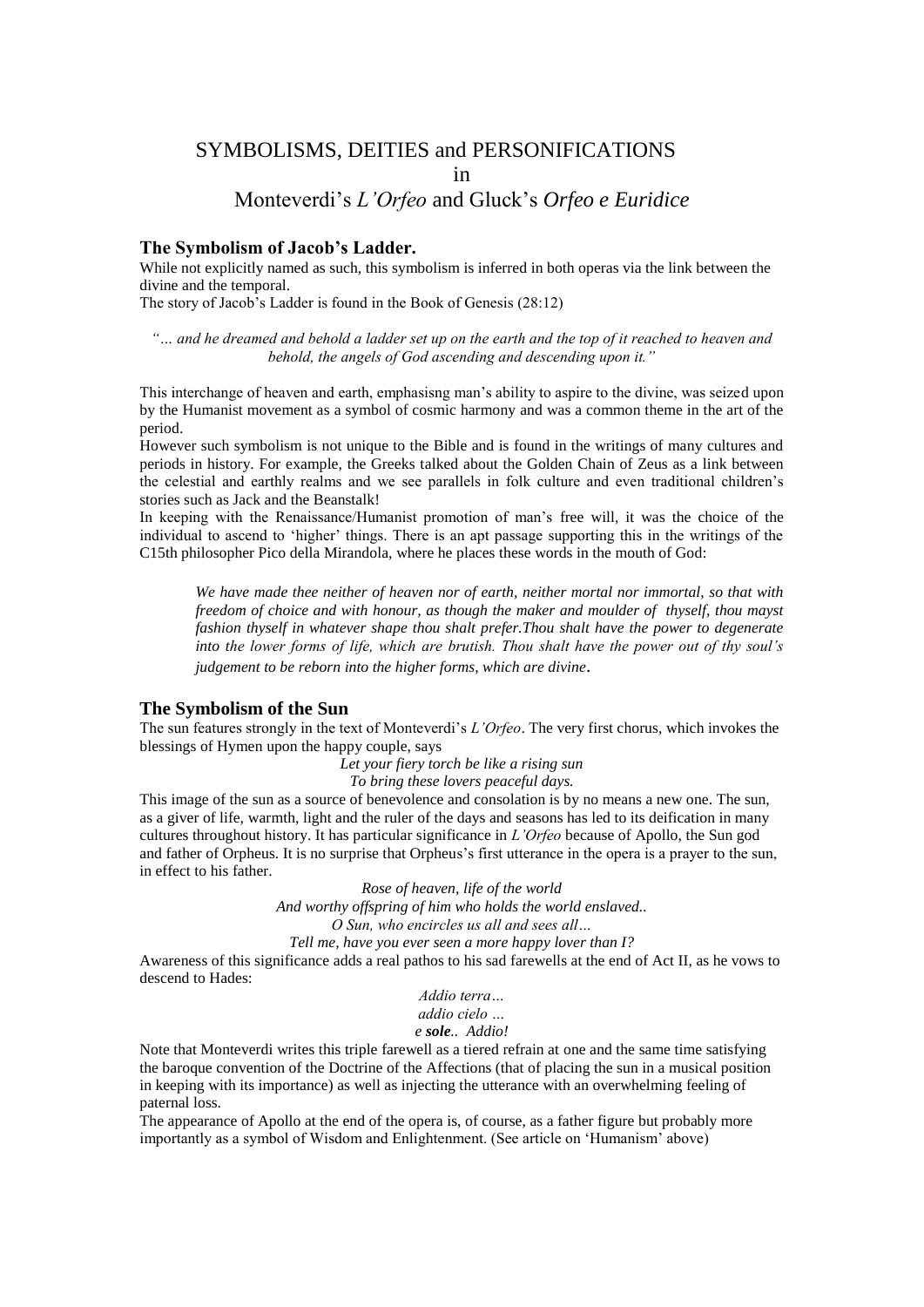# SYMBOLISMS, DEITIES and PERSONIFICATIONS in Monteverdi's *L'Orfeo* and Gluck's *Orfeo e Euridice*

## The Symbolism of Jacob's Ladder.

While not explicitly named as such, this symbolism is inferred in both operas via the link between the divine and the temporal.

The story of Jacob's Ladder is found in the Book of Genesis (28:12)

*"… and he dreamed and behold a ladder set up on the earth and the top of it reached to heaven and behold, the angels of God ascending and descending upon it."*

This interchange of heaven and earth, emphasisng man's ability to aspire to the divine, was seized upon by the Humanist movement as a symbol of cosmic harmony and was a common theme in the art of the period.

However such symbolism is not unique to the Bible and is found in the writings of many cultures and periods in history. For example, the Greeks talked about the Golden Chain of Zeus as a link between the celestial and earthly realms and we see parallels in folk culture and even traditional children's stories such as Jack and the Beanstalk!

In keeping with the Renaissance/Humanist promotion of man's free will, it was the choice of the individual to ascend to 'higher' things. There is an apt passage supporting this in the writings of the C15th philosopher Pico della Mirandola, where he places these words in the mouth of God:

> *We have made thee neither of heaven nor of earth, neither mortal nor immortal, so that with freedom of choice and with honour, as though the maker and moulder of thyself, thou mayst fashion thyself in whatever shape thou shalt prefer.Thou shalt have the power to degenerate into the lower forms of life, which are brutish. Thou shalt have the power out of thy soul's judgement to be reborn into the higher forms, which are divine*.

## The Symbolism of the Sun

The sun features strongly in the text of Monteverdi's *L'Orfeo*. The very first chorus, which invokes the blessings of Hymen upon the happy couple, says

*Let your fiery torch be like a rising sun*
*To bring these lovers peaceful days.*

This image of the sun as a source of benevolence and consolation is by no means a new one. The sun, as a giver of life, warmth, light and the ruler of the days and seasons has led to its deification in many cultures throughout history. It has particular significance in *L'Orfeo* because of Apollo, the Sun god and father of Orpheus. It is no surprise that Orpheus's first utterance in the opera is a prayer to the sun, in effect to his father.

*Rose of heaven, life of the world*
*And worthy offspring of him who holds the world enslaved..*
*O Sun, who encircles us all and sees all…*
*Tell me, have you ever seen a more happy lover than I?*

Awareness of this significance adds a real pathos to his sad farewells at the end of Act II, as he vows to descend to Hades:

*Addio terra…*
*addio cielo …*
*e* ***sole***.. *Addio!*

Note that Monteverdi writes this triple farewell as a tiered refrain at one and the same time satisfying the baroque convention of the Doctrine of the Affections (that of placing the sun in a musical position in keeping with its importance) as well as injecting the utterance with an overwhelming feeling of paternal loss.

The appearance of Apollo at the end of the opera is, of course, as a father figure but probably more importantly as a symbol of Wisdom and Enlightenment. (See article on 'Humanism' above)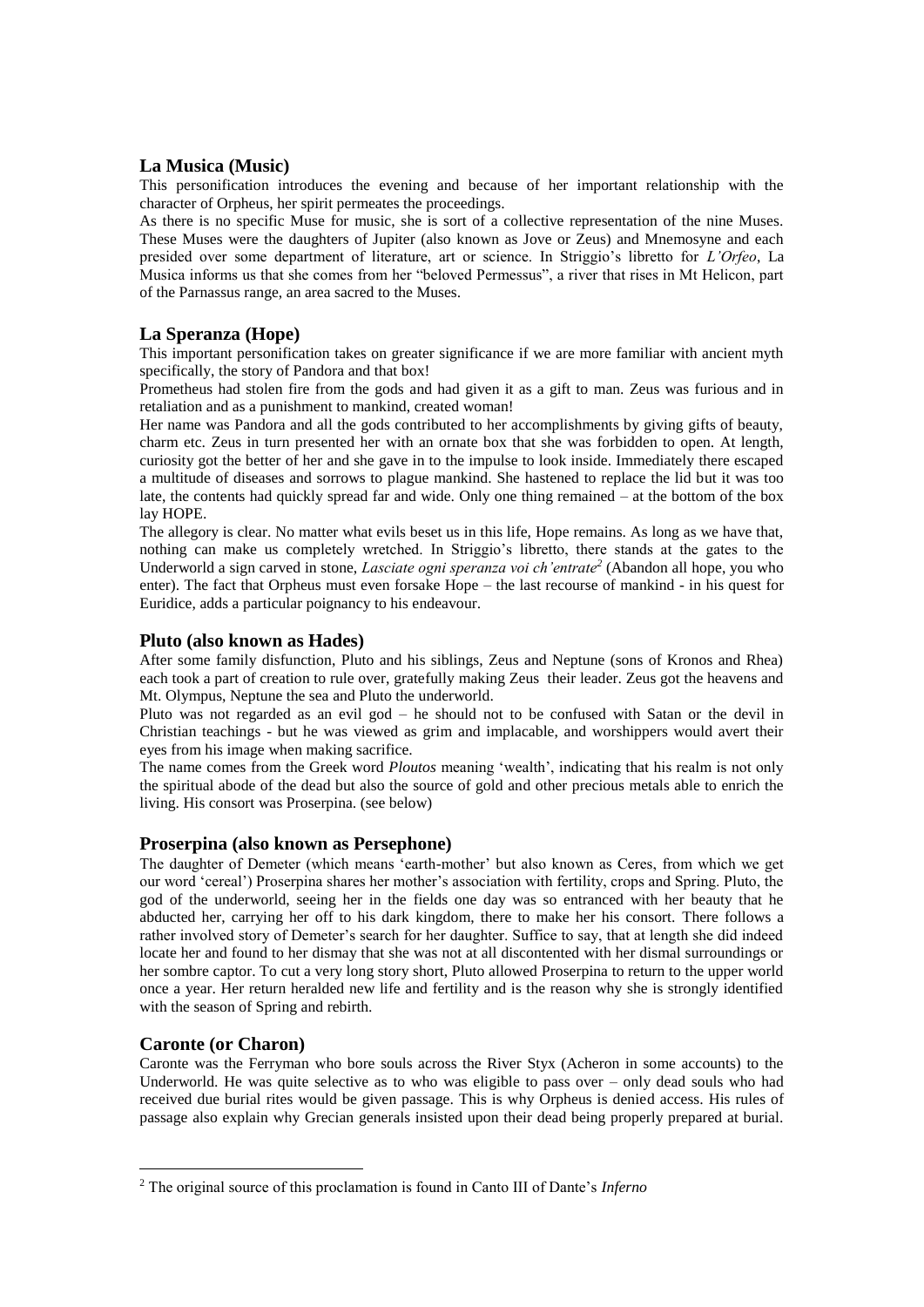## La Musica (Music)

This personification introduces the evening and because of her important relationship with the character of Orpheus, her spirit permeates the proceedings.

As there is no specific Muse for music, she is sort of a collective representation of the nine Muses. These Muses were the daughters of Jupiter (also known as Jove or Zeus) and Mnemosyne and each presided over some department of literature, art or science. In Striggio's libretto for *L'Orfeo*, La Musica informs us that she comes from her "beloved Permessus", a river that rises in Mt Helicon, part of the Parnassus range, an area sacred to the Muses.

## La Speranza (Hope)

This important personification takes on greater significance if we are more familiar with ancient myth specifically, the story of Pandora and that box!

Prometheus had stolen fire from the gods and had given it as a gift to man. Zeus was furious and in retaliation and as a punishment to mankind, created woman!

Her name was Pandora and all the gods contributed to her accomplishments by giving gifts of beauty, charm etc. Zeus in turn presented her with an ornate box that she was forbidden to open. At length, curiosity got the better of her and she gave in to the impulse to look inside. Immediately there escaped a multitude of diseases and sorrows to plague mankind. She hastened to replace the lid but it was too late, the contents had quickly spread far and wide. Only one thing remained – at the bottom of the box lay HOPE.

The allegory is clear. No matter what evils beset us in this life, Hope remains. As long as we have that, nothing can make us completely wretched. In Striggio's libretto, there stands at the gates to the Underworld a sign carved in stone, *Lasciate ogni speranza voi ch'entrate*[2] (Abandon all hope, you who enter). The fact that Orpheus must even forsake Hope – the last recourse of mankind - in his quest for Euridice, adds a particular poignancy to his endeavour.

## Pluto (also known as Hades)

After some family disfunction, Pluto and his siblings, Zeus and Neptune (sons of Kronos and Rhea) each took a part of creation to rule over, gratefully making Zeus their leader. Zeus got the heavens and Mt. Olympus, Neptune the sea and Pluto the underworld.

Pluto was not regarded as an evil god – he should not to be confused with Satan or the devil in Christian teachings - but he was viewed as grim and implacable, and worshippers would avert their eyes from his image when making sacrifice.

The name comes from the Greek word *Ploutos* meaning 'wealth', indicating that his realm is not only the spiritual abode of the dead but also the source of gold and other precious metals able to enrich the living. His consort was Proserpina. (see below)

## Proserpina (also known as Persephone)

The daughter of Demeter (which means 'earth-mother' but also known as Ceres, from which we get our word 'cereal') Proserpina shares her mother's association with fertility, crops and Spring. Pluto, the god of the underworld, seeing her in the fields one day was so entranced with her beauty that he abducted her, carrying her off to his dark kingdom, there to make her his consort. There follows a rather involved story of Demeter's search for her daughter. Suffice to say, that at length she did indeed locate her and found to her dismay that she was not at all discontented with her dismal surroundings or her sombre captor. To cut a very long story short, Pluto allowed Proserpina to return to the upper world once a year. Her return heralded new life and fertility and is the reason why she is strongly identified with the season of Spring and rebirth.

## Caronte (or Charon)

Caronte was the Ferryman who bore souls across the River Styx (Acheron in some accounts) to the Underworld. He was quite selective as to who was eligible to pass over – only dead souls who had received due burial rites would be given passage. This is why Orpheus is denied access. His rules of passage also explain why Grecian generals insisted upon their dead being properly prepared at burial.

---

[2] The original source of this proclamation is found in Canto III of Dante's *Inferno*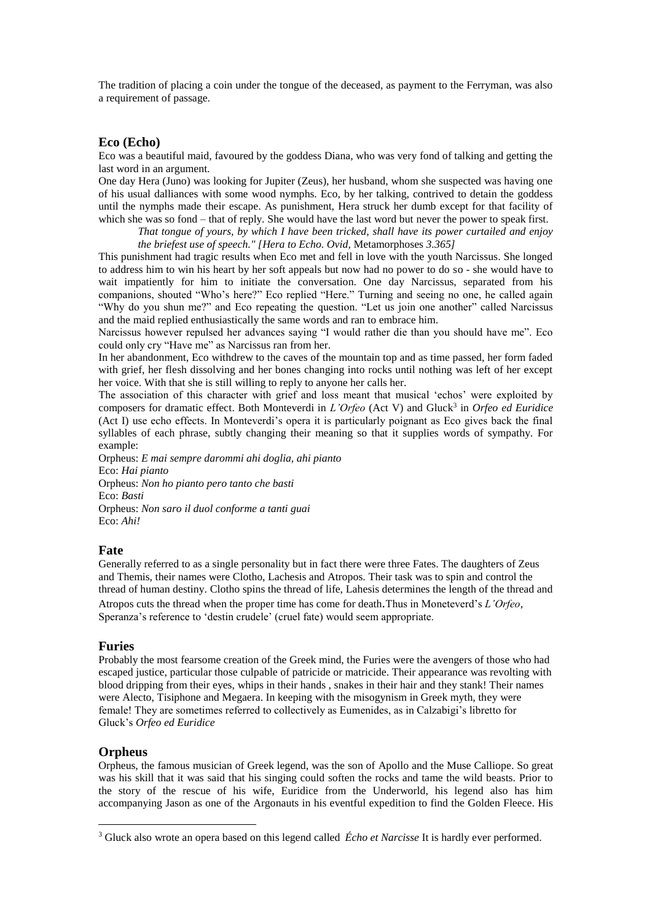The tradition of placing a coin under the tongue of the deceased, as payment to the Ferryman, was also a requirement of passage.

## Eco (Echo)

Eco was a beautiful maid, favoured by the goddess Diana, who was very fond of talking and getting the last word in an argument.

One day Hera (Juno) was looking for Jupiter (Zeus), her husband, whom she suspected was having one of his usual dalliances with some wood nymphs. Eco, by her talking, contrived to detain the goddess until the nymphs made their escape. As punishment, Hera struck her dumb except for that facility of which she was so fond – that of reply. She would have the last word but never the power to speak first.

> *That tongue of yours, by which I have been tricked, shall have its power curtailed and enjoy the briefest use of speech." [Hera to Echo. Ovid,* Metamorphoses *3.365]*

This punishment had tragic results when Eco met and fell in love with the youth Narcissus. She longed to address him to win his heart by her soft appeals but now had no power to do so - she would have to wait impatiently for him to initiate the conversation. One day Narcissus, separated from his companions, shouted "Who's here?" Eco replied "Here." Turning and seeing no one, he called again "Why do you shun me?" and Eco repeating the question. "Let us join one another" called Narcissus and the maid replied enthusiastically the same words and ran to embrace him.

Narcissus however repulsed her advances saying "I would rather die than you should have me". Eco could only cry "Have me" as Narcissus ran from her.

In her abandonment, Eco withdrew to the caves of the mountain top and as time passed, her form faded with grief, her flesh dissolving and her bones changing into rocks until nothing was left of her except her voice. With that she is still willing to reply to anyone her calls her.

The association of this character with grief and loss meant that musical 'echos' were exploited by composers for dramatic effect. Both Monteverdi in *L'Orfeo* (Act V) and Gluck[3] in *Orfeo ed Euridice* (Act I) use echo effects. In Monteverdi's opera it is particularly poignant as Eco gives back the final syllables of each phrase, subtly changing their meaning so that it supplies words of sympathy. For example:

Orpheus: *E mai sempre darommi ahi doglia, ahi pianto*
Eco: *Hai pianto*
Orpheus: *Non ho pianto pero tanto che basti*
Eco: *Basti*
Orpheus: *Non saro il duol conforme a tanti guai*
Eco: *Ahi!*

## Fate

Generally referred to as a single personality but in fact there were three Fates. The daughters of Zeus and Themis, their names were Clotho, Lachesis and Atropos. Their task was to spin and control the thread of human destiny. Clotho spins the thread of life, Lahesis determines the length of the thread and Atropos cuts the thread when the proper time has come for death. Thus in Moneteverd's *L'Orfeo*, Speranza's reference to 'destin crudele' (cruel fate) would seem appropriate.

## Furies

Probably the most fearsome creation of the Greek mind, the Furies were the avengers of those who had escaped justice, particular those culpable of patricide or matricide. Their appearance was revolting with blood dripping from their eyes, whips in their hands , snakes in their hair and they stank! Their names were Alecto, Tisiphone and Megaera. In keeping with the misogynism in Greek myth, they were female! They are sometimes referred to collectively as Eumenides, as in Calzabigi's libretto for Gluck's *Orfeo ed Euridice*

## Orpheus

Orpheus, the famous musician of Greek legend, was the son of Apollo and the Muse Calliope. So great was his skill that it was said that his singing could soften the rocks and tame the wild beasts. Prior to the story of the rescue of his wife, Euridice from the Underworld, his legend also has him accompanying Jason as one of the Argonauts in his eventful expedition to find the Golden Fleece. His

---

[3] Gluck also wrote an opera based on this legend called *Écho et Narcisse* It is hardly ever performed.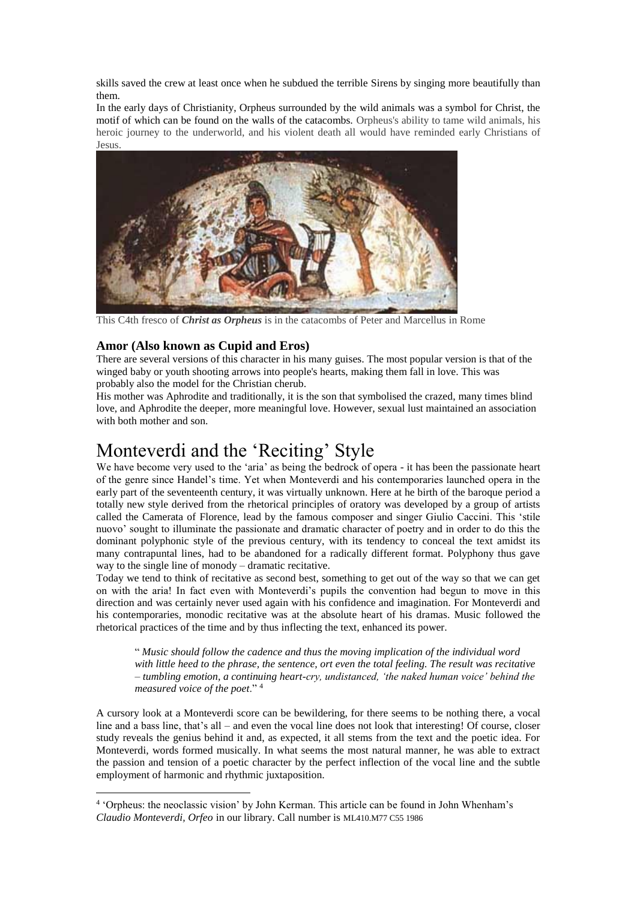skills saved the crew at least once when he subdued the terrible Sirens by singing more beautifully than them.

In the early days of Christianity, Orpheus surrounded by the wild animals was a symbol for Christ, the motif of which can be found on the walls of the catacombs. Orpheus's ability to tame wild animals, his heroic journey to the underworld, and his violent death all would have reminded early Christians of Jesus.

This C4th fresco of ***Christ as Orpheus*** is in the catacombs of Peter and Marcellus in Rome

### Amor (Also known as Cupid and Eros)

There are several versions of this character in his many guises. The most popular version is that of the winged baby or youth shooting arrows into people's hearts, making them fall in love. This was probably also the model for the Christian cherub.

His mother was Aphrodite and traditionally, it is the son that symbolised the crazed, many times blind love, and Aphrodite the deeper, more meaningful love. However, sexual lust maintained an association with both mother and son.

# Monteverdi and the 'Reciting' Style

We have become very used to the 'aria' as being the bedrock of opera - it has been the passionate heart of the genre since Handel's time. Yet when Monteverdi and his contemporaries launched opera in the early part of the seventeenth century, it was virtually unknown. Here at he birth of the baroque period a totally new style derived from the rhetorical principles of oratory was developed by a group of artists called the Camerata of Florence, lead by the famous composer and singer Giulio Caccini. This 'stile nuovo' sought to illuminate the passionate and dramatic character of poetry and in order to do this the dominant polyphonic style of the previous century, with its tendency to conceal the text amidst its many contrapuntal lines, had to be abandoned for a radically different format. Polyphony thus gave way to the single line of monody – dramatic recitative.

Today we tend to think of recitative as second best, something to get out of the way so that we can get on with the aria! In fact even with Monteverdi's pupils the convention had begun to move in this direction and was certainly never used again with his confidence and imagination. For Monteverdi and his contemporaries, monodic recitative was at the absolute heart of his dramas. Music followed the rhetorical practices of the time and by thus inflecting the text, enhanced its power.

> "*Music should follow the cadence and thus the moving implication of the individual word with little heed to the phrase, the sentence, ort even the total feeling. The result was recitative – tumbling emotion, a continuing heart-cry, undistanced, 'the naked human voice' behind the measured voice of the poet*." [4]

A cursory look at a Monteverdi score can be bewildering, for there seems to be nothing there, a vocal line and a bass line, that's all – and even the vocal line does not look that interesting! Of course, closer study reveals the genius behind it and, as expected, it all stems from the text and the poetic idea. For Monteverdi, words formed musically. In what seems the most natural manner, he was able to extract the passion and tension of a poetic character by the perfect inflection of the vocal line and the subtle employment of harmonic and rhythmic juxtaposition.

---

[4] 'Orpheus: the neoclassic vision' by John Kerman. This article can be found in John Whenham's *Claudio Monteverdi, Orfeo* in our library. Call number is ML410.M77 C55 1986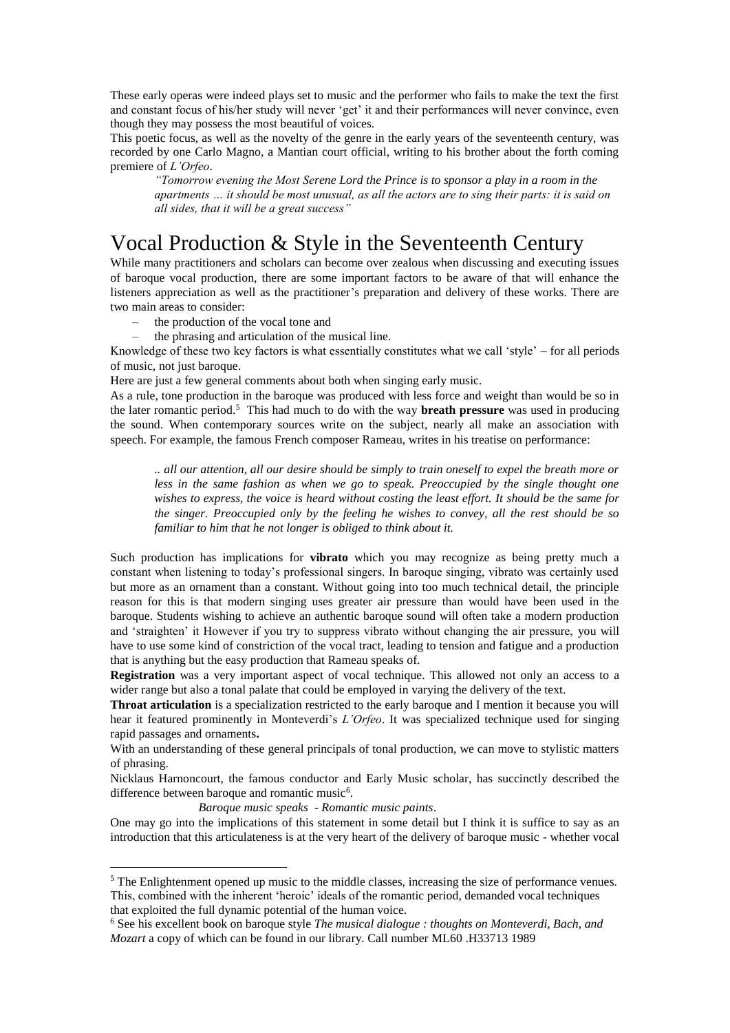These early operas were indeed plays set to music and the performer who fails to make the text the first and constant focus of his/her study will never 'get' it and their performances will never convince, even though they may possess the most beautiful of voices.

This poetic focus, as well as the novelty of the genre in the early years of the seventeenth century, was recorded by one Carlo Magno, a Mantian court official, writing to his brother about the forth coming premiere of *L'Orfeo*.

> *"Tomorrow evening the Most Serene Lord the Prince is to sponsor a play in a room in the apartments … it should be most unusual, as all the actors are to sing their parts: it is said on all sides, that it will be a great success"*

# Vocal Production & Style in the Seventeenth Century

While many practitioners and scholars can become over zealous when discussing and executing issues of baroque vocal production, there are some important factors to be aware of that will enhance the listeners appreciation as well as the practitioner's preparation and delivery of these works. There are two main areas to consider:

- the production of the vocal tone and
- the phrasing and articulation of the musical line.

Knowledge of these two key factors is what essentially constitutes what we call 'style' – for all periods of music, not just baroque.

Here are just a few general comments about both when singing early music.

As a rule, tone production in the baroque was produced with less force and weight than would be so in the later romantic period.[5] This had much to do with the way **breath pressure** was used in producing the sound. When contemporary sources write on the subject, nearly all make an association with speech. For example, the famous French composer Rameau, writes in his treatise on performance:

> *.. all our attention, all our desire should be simply to train oneself to expel the breath more or less in the same fashion as when we go to speak. Preoccupied by the single thought one wishes to express, the voice is heard without costing the least effort. It should be the same for the singer. Preoccupied only by the feeling he wishes to convey, all the rest should be so familiar to him that he not longer is obliged to think about it.*

Such production has implications for **vibrato** which you may recognize as being pretty much a constant when listening to today's professional singers. In baroque singing, vibrato was certainly used but more as an ornament than a constant. Without going into too much technical detail, the principle reason for this is that modern singing uses greater air pressure than would have been used in the baroque. Students wishing to achieve an authentic baroque sound will often take a modern production and 'straighten' it However if you try to suppress vibrato without changing the air pressure, you will have to use some kind of constriction of the vocal tract, leading to tension and fatigue and a production that is anything but the easy production that Rameau speaks of.

**Registration** was a very important aspect of vocal technique. This allowed not only an access to a wider range but also a tonal palate that could be employed in varying the delivery of the text.

**Throat articulation** is a specialization restricted to the early baroque and I mention it because you will hear it featured prominently in Monteverdi's *L'Orfeo*. It was specialized technique used for singing rapid passages and ornaments**.**

With an understanding of these general principals of tonal production, we can move to stylistic matters of phrasing.

Nicklaus Harnoncourt, the famous conductor and Early Music scholar, has succinctly described the difference between baroque and romantic music[6].

*Baroque music speaks - Romantic music paints*.

One may go into the implications of this statement in some detail but I think it is suffice to say as an introduction that this articulateness is at the very heart of the delivery of baroque music - whether vocal

---

[5] The Enlightenment opened up music to the middle classes, increasing the size of performance venues. This, combined with the inherent 'heroic' ideals of the romantic period, demanded vocal techniques that exploited the full dynamic potential of the human voice.

[6] See his excellent book on baroque style *The musical dialogue : thoughts on Monteverdi, Bach, and Mozart* a copy of which can be found in our library. Call number ML60 .H33713 1989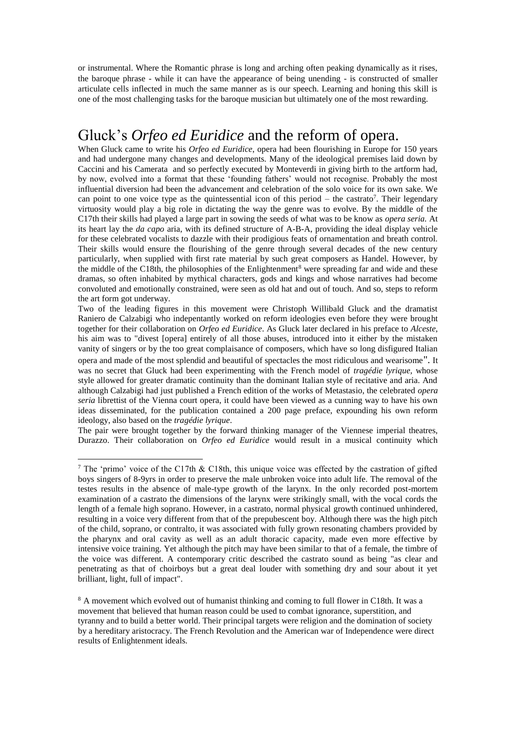or instrumental. Where the Romantic phrase is long and arching often peaking dynamically as it rises, the baroque phrase - while it can have the appearance of being unending - is constructed of smaller articulate cells inflected in much the same manner as is our speech. Learning and honing this skill is one of the most challenging tasks for the baroque musician but ultimately one of the most rewarding.

## Gluck's *Orfeo ed Euridice* and the reform of opera.

When Gluck came to write his *Orfeo ed Euridice*, opera had been flourishing in Europe for 150 years and had undergone many changes and developments. Many of the ideological premises laid down by Caccini and his Camerata and so perfectly executed by Monteverdi in giving birth to the artform had, by now, evolved into a format that these 'founding fathers' would not recognise. Probably the most influential diversion had been the advancement and celebration of the solo voice for its own sake. We can point to one voice type as the quintessential icon of this period – the castrato[7]. Their legendary virtuosity would play a big role in dictating the way the genre was to evolve. By the middle of the C17th their skills had played a large part in sowing the seeds of what was to be know as *opera seria.* At its heart lay the *da capo* aria, with its defined structure of A-B-A, providing the ideal display vehicle for these celebrated vocalists to dazzle with their prodigious feats of ornamentation and breath control. Their skills would ensure the flourishing of the genre through several decades of the new century particularly, when supplied with first rate material by such great composers as Handel. However, by the middle of the C18th, the philosophies of the Enlightenment[8] were spreading far and wide and these dramas, so often inhabited by mythical characters, gods and kings and whose narratives had become convoluted and emotionally constrained, were seen as old hat and out of touch. And so, steps to reform the art form got underway.

Two of the leading figures in this movement were Christoph Willibald Gluck and the dramatist Raniero de Calzabigi who indepentantly worked on reform ideologies even before they were brought together for their collaboration on *Orfeo ed Euridice*. As Gluck later declared in his preface to *Alceste*, his aim was to "divest [opera] entirely of all those abuses, introduced into it either by the mistaken vanity of singers or by the too great complaisance of composers, which have so long disfigured Italian opera and made of the most splendid and beautiful of spectacles the most ridiculous and wearisome". It was no secret that Gluck had been experimenting with the French model of *tragédie lyrique,* whose style allowed for greater dramatic continuity than the dominant Italian style of recitative and aria. And although Calzabigi had just published a French edition of the works of Metastasio, the celebrated *opera seria* librettist of the Vienna court opera, it could have been viewed as a cunning way to have his own ideas disseminated, for the publication contained a 200 page preface, expounding his own reform ideology, also based on the *tragédie lyrique*.

The pair were brought together by the forward thinking manager of the Viennese imperial theatres, Durazzo. Their collaboration on *Orfeo ed Euridice* would result in a musical continuity which

---

[7] The 'primo' voice of the C17th & C18th, this unique voice was effected by the castration of gifted boys singers of 8-9yrs in order to preserve the male unbroken voice into adult life. The removal of the testes results in the absence of male-type growth of the larynx. In the only recorded post-mortem examination of a castrato the dimensions of the larynx were strikingly small, with the vocal cords the length of a female high soprano. However, in a castrato, normal physical growth continued unhindered, resulting in a voice very different from that of the prepubescent boy. Although there was the high pitch of the child, soprano, or contralto, it was associated with fully grown resonating chambers provided by the pharynx and oral cavity as well as an adult thoracic capacity, made even more effective by intensive voice training. Yet although the pitch may have been similar to that of a female, the timbre of the voice was different. A contemporary critic described the castrato sound as being "as clear and penetrating as that of choirboys but a great deal louder with something dry and sour about it yet brilliant, light, full of impact".

[8] A movement which evolved out of humanist thinking and coming to full flower in C18th. It was a movement that believed that human reason could be used to combat ignorance, superstition, and tyranny and to build a better world. Their principal targets were religion and the domination of society by a hereditary aristocracy. The French Revolution and the American war of Independence were direct results of Enlightenment ideals.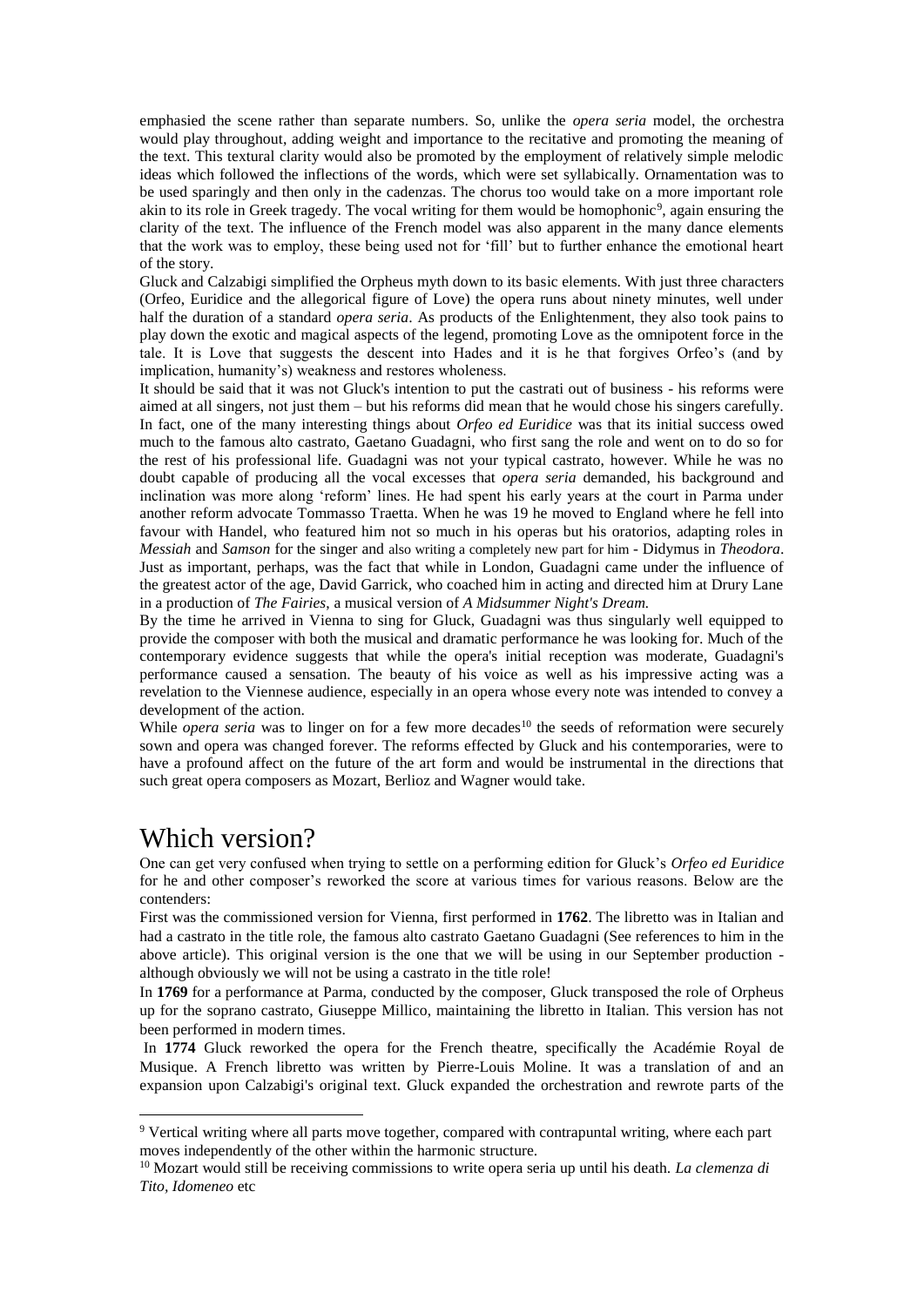emphasied the scene rather than separate numbers. So, unlike the *opera seria* model, the orchestra would play throughout, adding weight and importance to the recitative and promoting the meaning of the text. This textural clarity would also be promoted by the employment of relatively simple melodic ideas which followed the inflections of the words, which were set syllabically. Ornamentation was to be used sparingly and then only in the cadenzas. The chorus too would take on a more important role akin to its role in Greek tragedy. The vocal writing for them would be homophonic[9], again ensuring the clarity of the text. The influence of the French model was also apparent in the many dance elements that the work was to employ, these being used not for 'fill' but to further enhance the emotional heart of the story.

Gluck and Calzabigi simplified the Orpheus myth down to its basic elements. With just three characters (Orfeo, Euridice and the allegorical figure of Love) the opera runs about ninety minutes, well under half the duration of a standard *opera seria*. As products of the Enlightenment, they also took pains to play down the exotic and magical aspects of the legend, promoting Love as the omnipotent force in the tale. It is Love that suggests the descent into Hades and it is he that forgives Orfeo's (and by implication, humanity's) weakness and restores wholeness.

It should be said that it was not Gluck's intention to put the castrati out of business - his reforms were aimed at all singers, not just them – but his reforms did mean that he would chose his singers carefully. In fact, one of the many interesting things about *Orfeo ed Euridice* was that its initial success owed much to the famous alto castrato, Gaetano Guadagni, who first sang the role and went on to do so for the rest of his professional life. Guadagni was not your typical castrato, however. While he was no doubt capable of producing all the vocal excesses that *opera seria* demanded, his background and inclination was more along 'reform' lines. He had spent his early years at the court in Parma under another reform advocate Tommasso Traetta. When he was 19 he moved to England where he fell into favour with Handel, who featured him not so much in his operas but his oratorios, adapting roles in *Messiah* and *Samson* for the singer and also writing a completely new part for him - Didymus in *Theodora*. Just as important, perhaps, was the fact that while in London, Guadagni came under the influence of the greatest actor of the age, David Garrick, who coached him in acting and directed him at Drury Lane in a production of *The Fairies*, a musical version of *A Midsummer Night's Dream.*

By the time he arrived in Vienna to sing for Gluck, Guadagni was thus singularly well equipped to provide the composer with both the musical and dramatic performance he was looking for. Much of the contemporary evidence suggests that while the opera's initial reception was moderate, Guadagni's performance caused a sensation. The beauty of his voice as well as his impressive acting was a revelation to the Viennese audience, especially in an opera whose every note was intended to convey a development of the action.

While *opera seria* was to linger on for a few more decades[10] the seeds of reformation were securely sown and opera was changed forever. The reforms effected by Gluck and his contemporaries, were to have a profound affect on the future of the art form and would be instrumental in the directions that such great opera composers as Mozart, Berlioz and Wagner would take.

# Which version?

One can get very confused when trying to settle on a performing edition for Gluck's *Orfeo ed Euridice* for he and other composer's reworked the score at various times for various reasons. Below are the contenders:

First was the commissioned version for Vienna, first performed in **1762**. The libretto was in Italian and had a castrato in the title role, the famous alto castrato Gaetano Guadagni (See references to him in the above article). This original version is the one that we will be using in our September production - although obviously we will not be using a castrato in the title role!

In **1769** for a performance at Parma, conducted by the composer, Gluck transposed the role of Orpheus up for the soprano castrato, Giuseppe Millico, maintaining the libretto in Italian. This version has not been performed in modern times.

In **1774** Gluck reworked the opera for the French theatre, specifically the Académie Royal de Musique. A French libretto was written by Pierre-Louis Moline. It was a translation of and an expansion upon Calzabigi's original text. Gluck expanded the orchestration and rewrote parts of the

---

[9] Vertical writing where all parts move together, compared with contrapuntal writing, where each part moves independently of the other within the harmonic structure.

[10] Mozart would still be receiving commissions to write opera seria up until his death. *La clemenza di Tito*, *Idomeneo* etc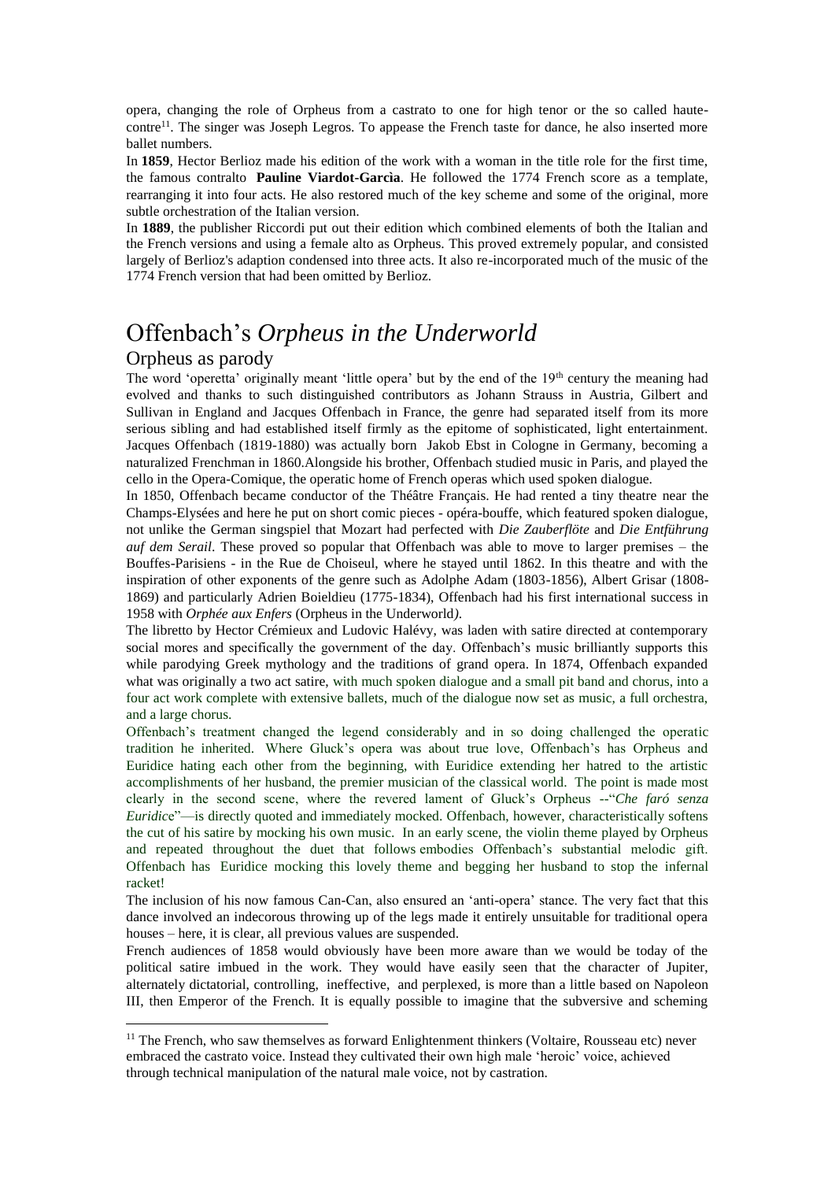opera, changing the role of Orpheus from a castrato to one for high tenor or the so called haute-contre[11]. The singer was Joseph Legros. To appease the French taste for dance, he also inserted more ballet numbers.

In **1859**, Hector Berlioz made his edition of the work with a woman in the title role for the first time, the famous contralto **Pauline Viardot-Garcìa**. He followed the 1774 French score as a template, rearranging it into four acts. He also restored much of the key scheme and some of the original, more subtle orchestration of the Italian version.

In **1889**, the publisher Riccordi put out their edition which combined elements of both the Italian and the French versions and using a female alto as Orpheus. This proved extremely popular, and consisted largely of Berlioz's adaption condensed into three acts. It also re-incorporated much of the music of the 1774 French version that had been omitted by Berlioz.

# Offenbach's *Orpheus in the Underworld*

## Orpheus as parody

The word 'operetta' originally meant 'little opera' but by the end of the 19th century the meaning had evolved and thanks to such distinguished contributors as Johann Strauss in Austria, Gilbert and Sullivan in England and Jacques Offenbach in France, the genre had separated itself from its more serious sibling and had established itself firmly as the epitome of sophisticated, light entertainment. Jacques Offenbach (1819-1880) was actually born Jakob Ebst in Cologne in Germany, becoming a naturalized Frenchman in 1860.Alongside his brother, Offenbach studied music in Paris, and played the cello in the Opera-Comique, the operatic home of French operas which used spoken dialogue.

In 1850, Offenbach became conductor of the Théâtre Français. He had rented a tiny theatre near the Champs-Elysées and here he put on short comic pieces - opéra-bouffe, which featured spoken dialogue, not unlike the German singspiel that Mozart had perfected with *Die Zauberflöte* and *Die Entführung auf dem Serail*. These proved so popular that Offenbach was able to move to larger premises – the Bouffes-Parisiens - in the Rue de Choiseul, where he stayed until 1862. In this theatre and with the inspiration of other exponents of the genre such as Adolphe Adam (1803-1856), Albert Grisar (1808-1869) and particularly Adrien Boieldieu (1775-1834), Offenbach had his first international success in 1958 with *Orphée aux Enfers* (Orpheus in the Underworld*)*.

The libretto by Hector Crémieux and Ludovic Halévy, was laden with satire directed at contemporary social mores and specifically the government of the day. Offenbach's music brilliantly supports this while parodying Greek mythology and the traditions of grand opera. In 1874, Offenbach expanded what was originally a two act satire, with much spoken dialogue and a small pit band and chorus, into a four act work complete with extensive ballets, much of the dialogue now set as music, a full orchestra, and a large chorus.

Offenbach's treatment changed the legend considerably and in so doing challenged the operatic tradition he inherited. Where Gluck's opera was about true love, Offenbach's has Orpheus and Euridice hating each other from the beginning, with Euridice extending her hatred to the artistic accomplishments of her husband, the premier musician of the classical world. The point is made most clearly in the second scene, where the revered lament of Gluck's Orpheus --"*Che faró senza Euridice*"—is directly quoted and immediately mocked. Offenbach, however, characteristically softens the cut of his satire by mocking his own music. In an early scene, the violin theme played by Orpheus and repeated throughout the duet that follows embodies Offenbach's substantial melodic gift. Offenbach has Euridice mocking this lovely theme and begging her husband to stop the infernal racket!

The inclusion of his now famous Can-Can, also ensured an 'anti-opera' stance. The very fact that this dance involved an indecorous throwing up of the legs made it entirely unsuitable for traditional opera houses – here, it is clear, all previous values are suspended.

French audiences of 1858 would obviously have been more aware than we would be today of the political satire imbued in the work. They would have easily seen that the character of Jupiter, alternately dictatorial, controlling, ineffective, and perplexed, is more than a little based on Napoleon III, then Emperor of the French. It is equally possible to imagine that the subversive and scheming

[11] The French, who saw themselves as forward Enlightenment thinkers (Voltaire, Rousseau etc) never embraced the castrato voice. Instead they cultivated their own high male 'heroic' voice, achieved through technical manipulation of the natural male voice, not by castration.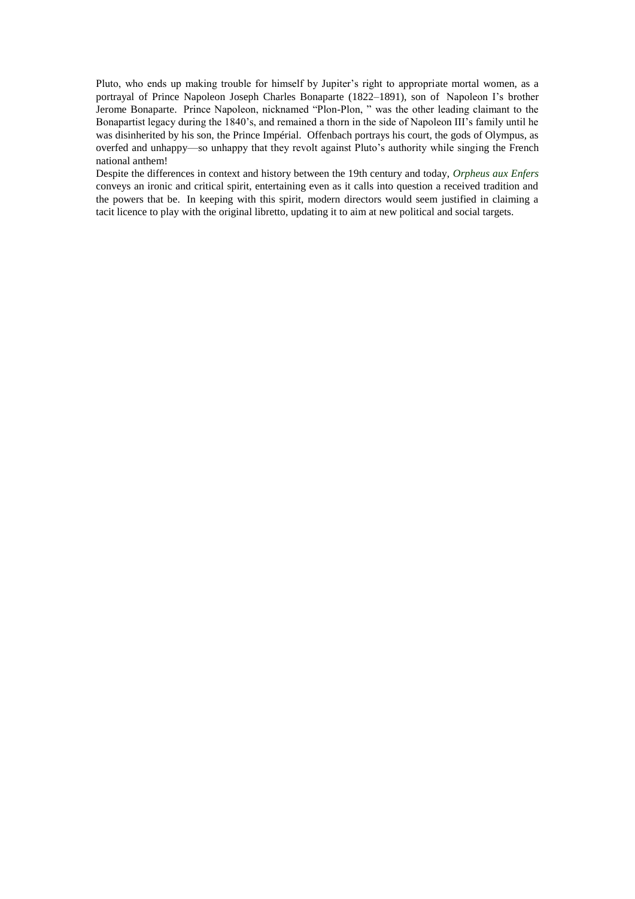Pluto, who ends up making trouble for himself by Jupiter's right to appropriate mortal women, as a portrayal of Prince Napoleon Joseph Charles Bonaparte (1822–1891), son of Napoleon I's brother Jerome Bonaparte. Prince Napoleon, nicknamed "Plon-Plon, " was the other leading claimant to the Bonapartist legacy during the 1840's, and remained a thorn in the side of Napoleon III's family until he was disinherited by his son, the Prince Impérial. Offenbach portrays his court, the gods of Olympus, as overfed and unhappy—so unhappy that they revolt against Pluto's authority while singing the French national anthem!

Despite the differences in context and history between the 19th century and today, *Orpheus aux Enfers* conveys an ironic and critical spirit, entertaining even as it calls into question a received tradition and the powers that be. In keeping with this spirit, modern directors would seem justified in claiming a tacit licence to play with the original libretto, updating it to aim at new political and social targets.